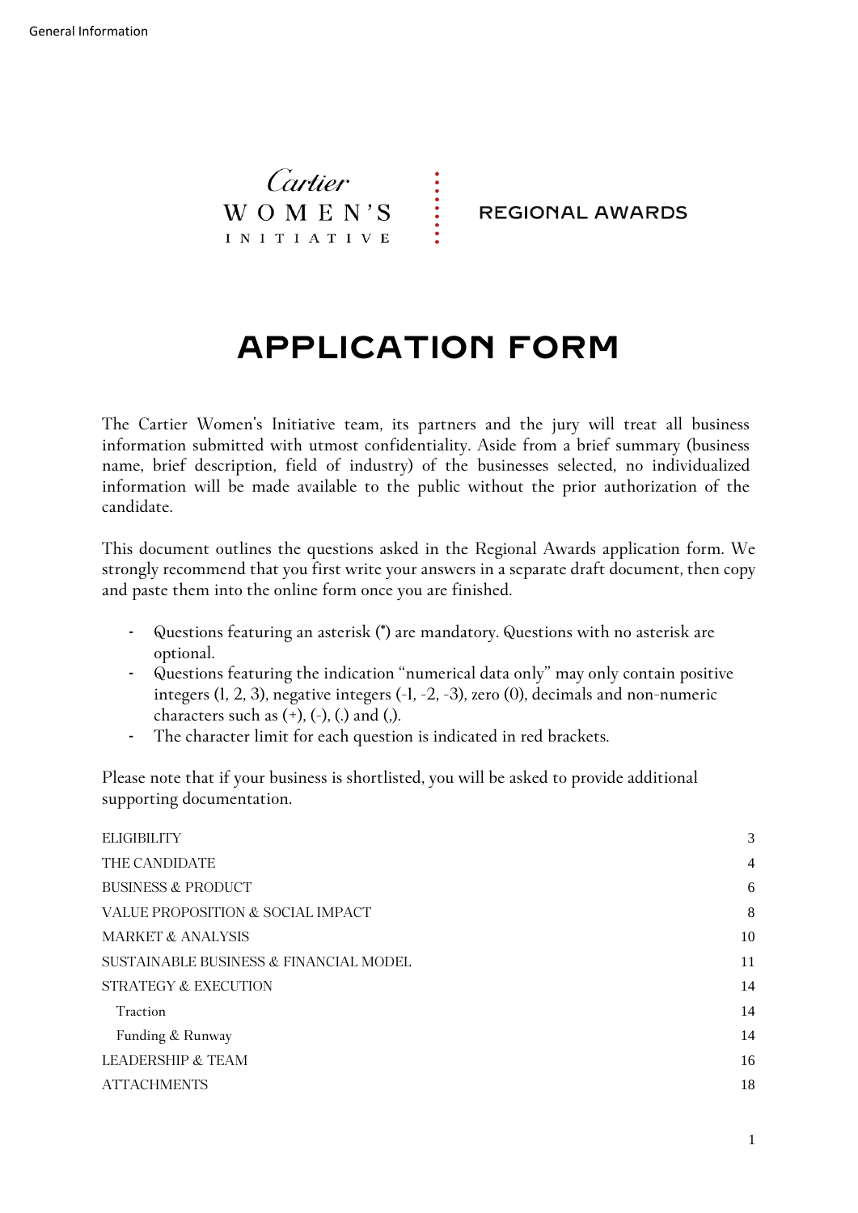Cartier WOMEN'S INITIATIVE | REGIONAL AWARDS

# APPLICATION FORM

The Cartier Women's Initiative team, its partners and the jury will treat all business information submitted with utmost confidentiality. Aside from a brief summary (business name, brief description, field of industry) of the businesses selected, no individualized information will be made available to the public without the prior authorization of the candidate.

This document outlines the questions asked in the Regional Awards application form. We strongly recommend that you first write your answers in a separate draft document, then copy and paste them into the online form once you are finished.

- Questions featuring an asterisk (*) are mandatory. Questions with no asterisk are optional.
- Questions featuring the indication "numerical data only" may only contain positive integers (1, 2, 3), negative integers (-1, -2, -3), zero (0), decimals and non-numeric characters such as (+), (-), (.) and (,).
- The character limit for each question is indicated in red brackets.

Please note that if your business is shortlisted, you will be asked to provide additional supporting documentation.

| | |
|---|---|
| ELIGIBILITY | 3 |
| THE CANDIDATE | 4 |
| BUSINESS & PRODUCT | 6 |
| VALUE PROPOSITION & SOCIAL IMPACT | 8 |
| MARKET & ANALYSIS | 10 |
| SUSTAINABLE BUSINESS & FINANCIAL MODEL | 11 |
| STRATEGY & EXECUTION | 14 |
| Traction | 14 |
| Funding & Runway | 14 |
| LEADERSHIP & TEAM | 16 |
| ATTACHMENTS | 18 |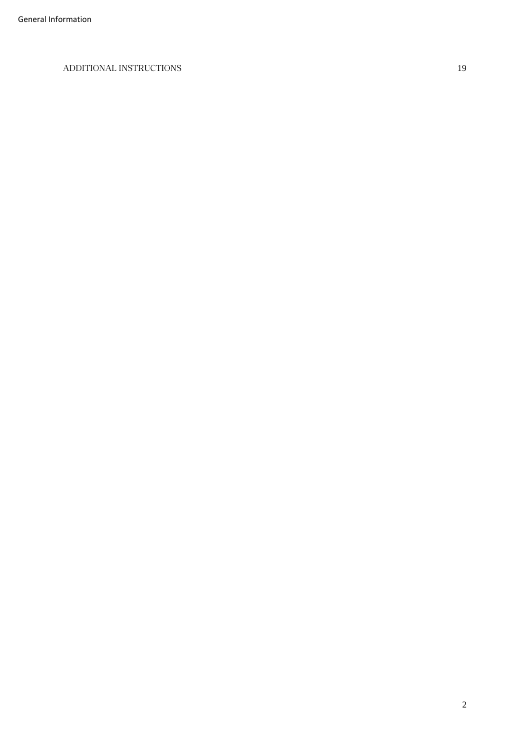ADDITIONAL INSTRUCTIONS 19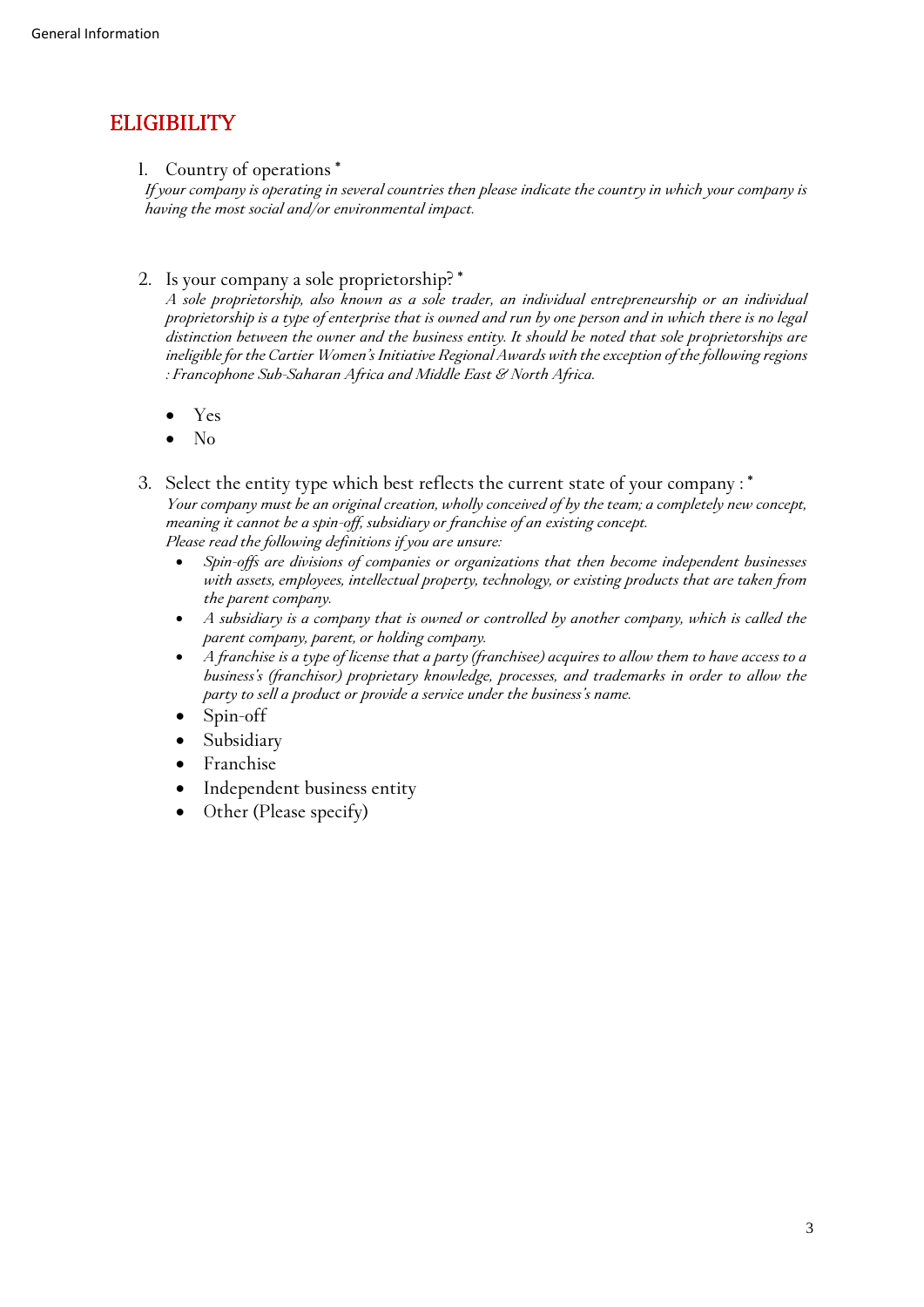## ELIGIBILITY

1. Country of operations *
   *If your company is operating in several countries then please indicate the country in which your company is having the most social and/or environmental impact.*

2. Is your company a sole proprietorship? *
   *A sole proprietorship, also known as a sole trader, an individual entrepreneurship or an individual proprietorship is a type of enterprise that is owned and run by one person and in which there is no legal distinction between the owner and the business entity. It should be noted that sole proprietorships are ineligible for the Cartier Women's Initiative Regional Awards with the exception of the following regions : Francophone Sub-Saharan Africa and Middle East & North Africa.*

   - Yes
   - No

3. Select the entity type which best reflects the current state of your company : *
   *Your company must be an original creation, wholly conceived of by the team; a completely new concept, meaning it cannot be a spin-off, subsidiary or franchise of an existing concept.*
   *Please read the following definitions if you are unsure:*
   - *Spin-offs are divisions of companies or organizations that then become independent businesses with assets, employees, intellectual property, technology, or existing products that are taken from the parent company.*
   - *A subsidiary is a company that is owned or controlled by another company, which is called the parent company, parent, or holding company.*
   - *A franchise is a type of license that a party (franchisee) acquires to allow them to have access to a business's (franchisor) proprietary knowledge, processes, and trademarks in order to allow the party to sell a product or provide a service under the business's name.*
   - Spin-off
   - Subsidiary
   - Franchise
   - Independent business entity
   - Other (Please specify)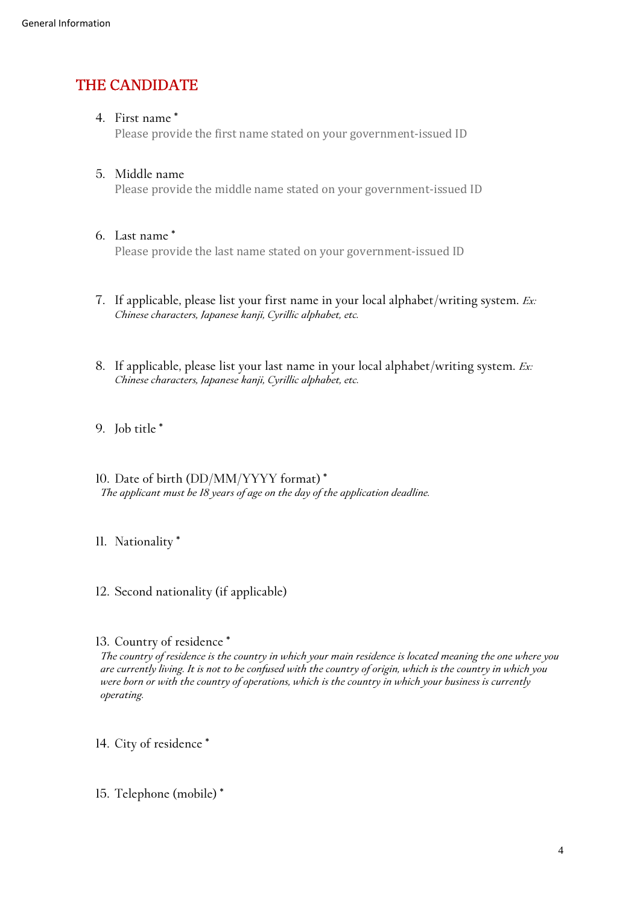## THE CANDIDATE

4. First name *
   Please provide the first name stated on your government-issued ID

5. Middle name
   Please provide the middle name stated on your government-issued ID

6. Last name *
   Please provide the last name stated on your government-issued ID

7. If applicable, please list your first name in your local alphabet/writing system. *Ex: Chinese characters, Japanese kanji, Cyrillic alphabet, etc.*

8. If applicable, please list your last name in your local alphabet/writing system. *Ex: Chinese characters, Japanese kanji, Cyrillic alphabet, etc.*

9. Job title *

10. Date of birth (DD/MM/YYYY format) *
    *The applicant must be 18 years of age on the day of the application deadline.*

11. Nationality *

12. Second nationality (if applicable)

13. Country of residence *
    *The country of residence is the country in which your main residence is located meaning the one where you are currently living. It is not to be confused with the country of origin, which is the country in which you were born or with the country of operations, which is the country in which your business is currently operating.*

14. City of residence *

15. Telephone (mobile) *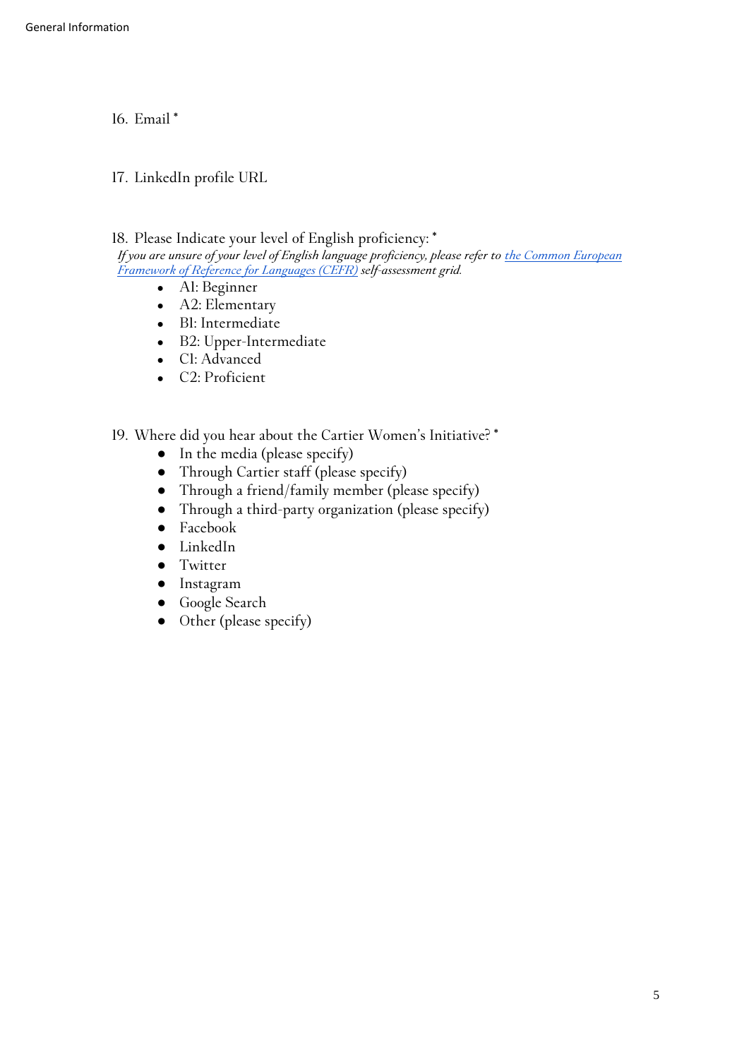16. Email *

17. LinkedIn profile URL

18. Please Indicate your level of English proficiency: *

*If you are unsure of your level of English language proficiency, please refer to [the Common European Framework of Reference for Languages (CEFR)]() self-assessment grid.*

- A1: Beginner
- A2: Elementary
- B1: Intermediate
- B2: Upper-Intermediate
- C1: Advanced
- C2: Proficient

19. Where did you hear about the Cartier Women's Initiative? *

- In the media (please specify)
- Through Cartier staff (please specify)
- Through a friend/family member (please specify)
- Through a third-party organization (please specify)
- Facebook
- LinkedIn
- Twitter
- Instagram
- Google Search
- Other (please specify)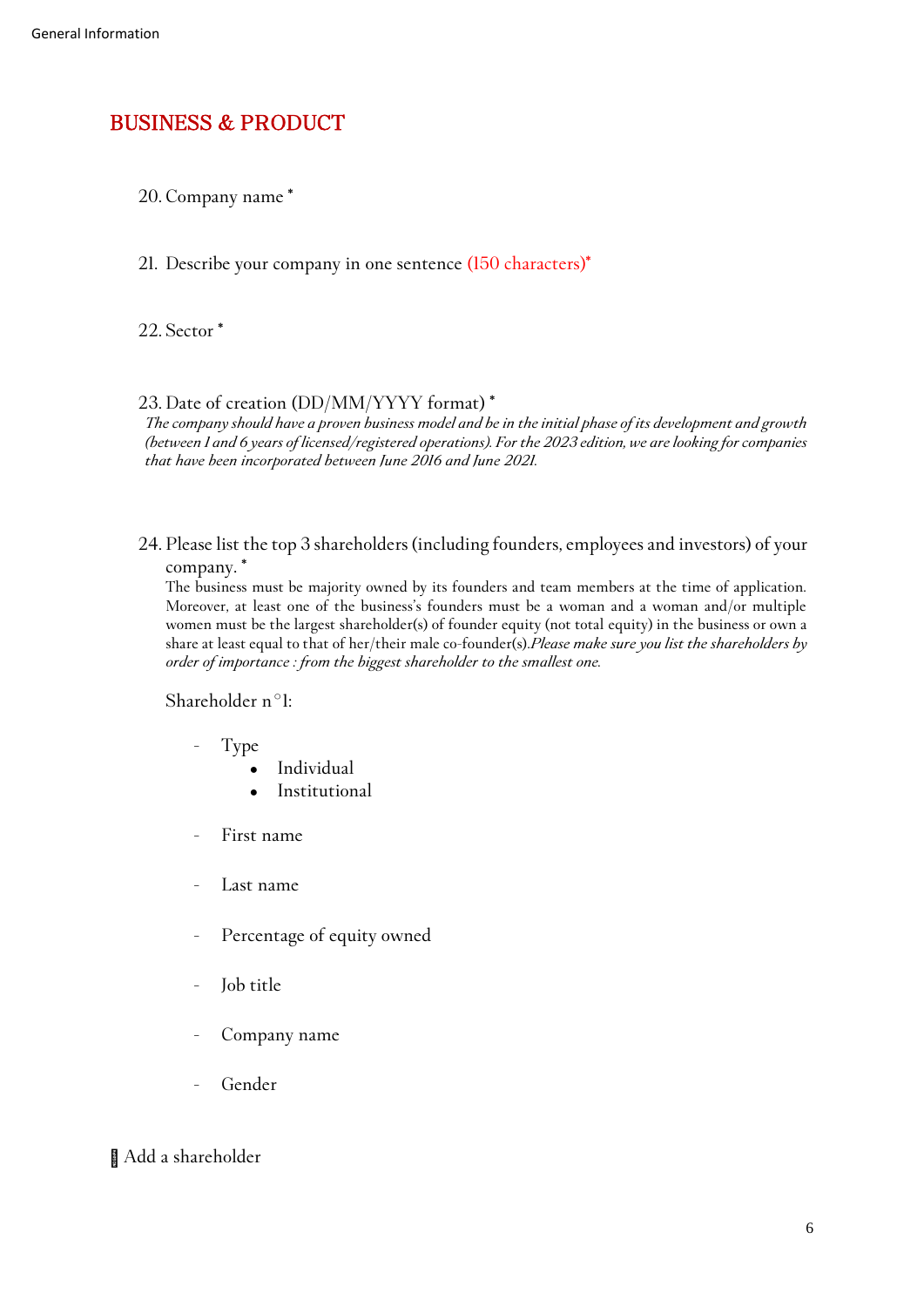## BUSINESS & PRODUCT

20. Company name *

21. Describe your company in one sentence (150 characters)*

22. Sector *

23. Date of creation (DD/MM/YYYY format) *
*The company should have a proven business model and be in the initial phase of its development and growth (between 1 and 6 years of licensed/registered operations). For the 2023 edition, we are looking for companies that have been incorporated between June 2016 and June 2021.*

24. Please list the top 3 shareholders (including founders, employees and investors) of your company. *
The business must be majority owned by its founders and team members at the time of application. Moreover, at least one of the business's founders must be a woman and a woman and/or multiple women must be the largest shareholder(s) of founder equity (not total equity) in the business or own a share at least equal to that of her/their male co-founder(s).*Please make sure you list the shareholders by order of importance : from the biggest shareholder to the smallest one.*

Shareholder n°1:

- Type
  - Individual
  - Institutional
- First name
- Last name
- Percentage of equity owned
- Job title
- Company name
- Gender

Add a shareholder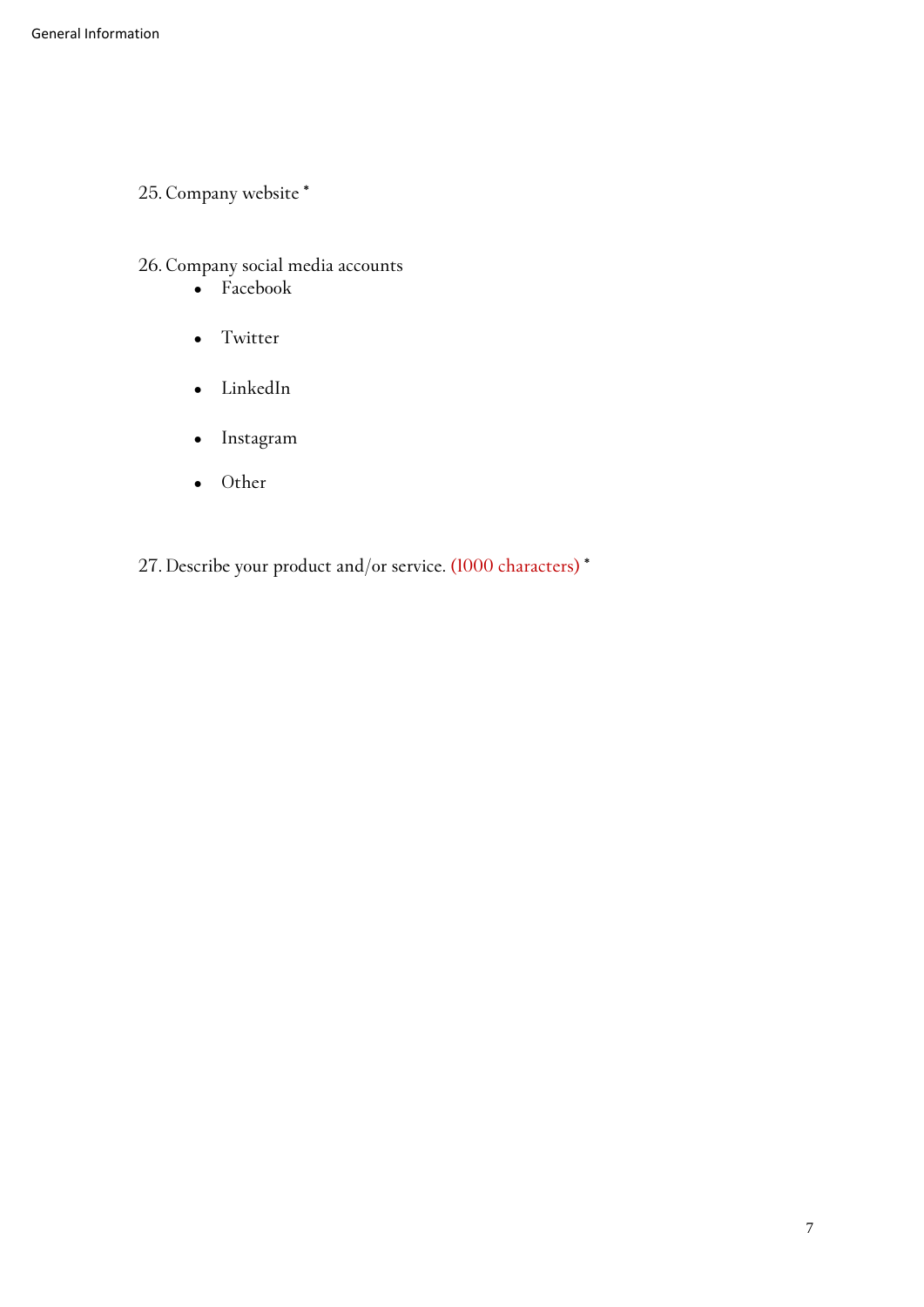25. Company website *

26. Company social media accounts
    - Facebook
    - Twitter
    - LinkedIn
    - Instagram
    - Other

27. Describe your product and/or service. (1000 characters) *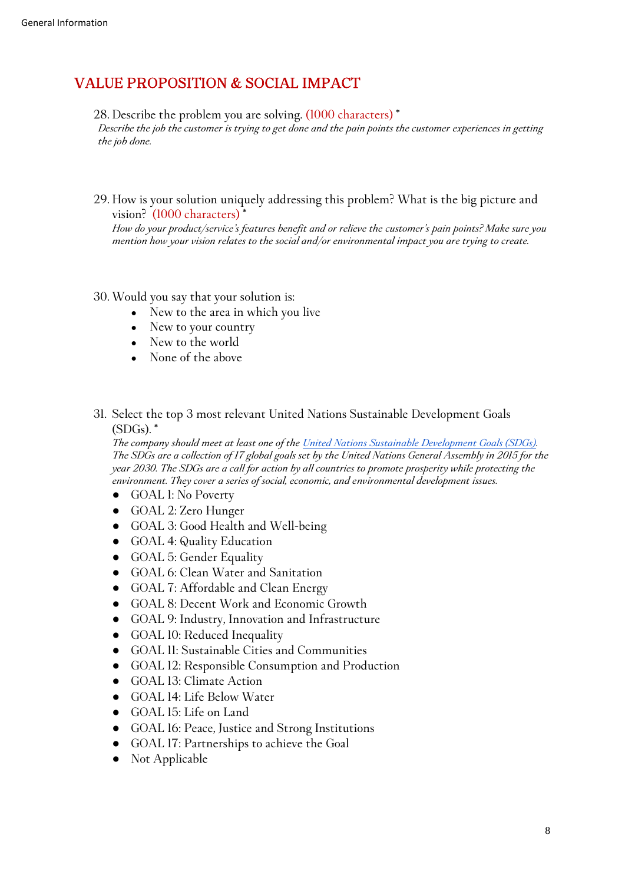## VALUE PROPOSITION & SOCIAL IMPACT

28. Describe the problem you are solving. (1000 characters) *

*Describe the job the customer is trying to get done and the pain points the customer experiences in getting the job done.*

29. How is your solution uniquely addressing this problem? What is the big picture and vision? (1000 characters) *

*How do your product/service's features benefit and or relieve the customer's pain points? Make sure you mention how your vision relates to the social and/or environmental impact you are trying to create.*

30. Would you say that your solution is:
    - New to the area in which you live
    - New to your country
    - New to the world
    - None of the above

31. Select the top 3 most relevant United Nations Sustainable Development Goals (SDGs). *

*The company should meet at least one of the [United Nations Sustainable Development Goals (SDGs)](). The SDGs are a collection of 17 global goals set by the United Nations General Assembly in 2015 for the year 2030. The SDGs are a call for action by all countries to promote prosperity while protecting the environment. They cover a series of social, economic, and environmental development issues.*

- GOAL 1: No Poverty
- GOAL 2: Zero Hunger
- GOAL 3: Good Health and Well-being
- GOAL 4: Quality Education
- GOAL 5: Gender Equality
- GOAL 6: Clean Water and Sanitation
- GOAL 7: Affordable and Clean Energy
- GOAL 8: Decent Work and Economic Growth
- GOAL 9: Industry, Innovation and Infrastructure
- GOAL 10: Reduced Inequality
- GOAL 11: Sustainable Cities and Communities
- GOAL 12: Responsible Consumption and Production
- GOAL 13: Climate Action
- GOAL 14: Life Below Water
- GOAL 15: Life on Land
- GOAL 16: Peace, Justice and Strong Institutions
- GOAL 17: Partnerships to achieve the Goal
- Not Applicable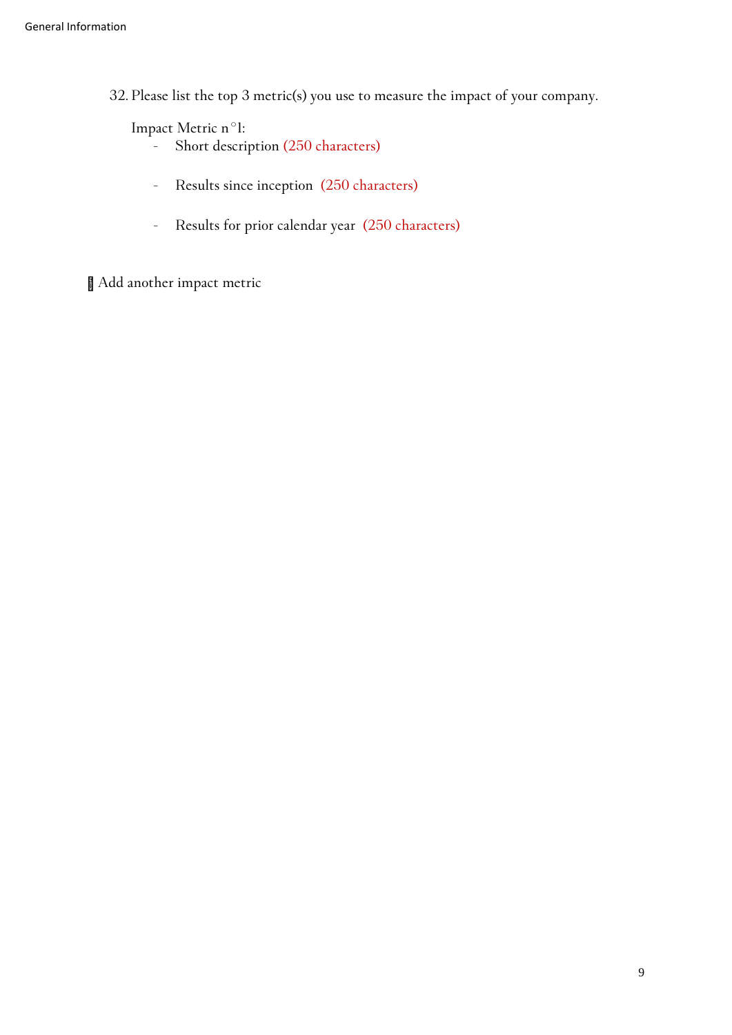32. Please list the top 3 metric(s) you use to measure the impact of your company.

Impact Metric n°1:

- Short description (250 characters)

- Results since inception (250 characters)

- Results for prior calendar year (250 characters)

Add another impact metric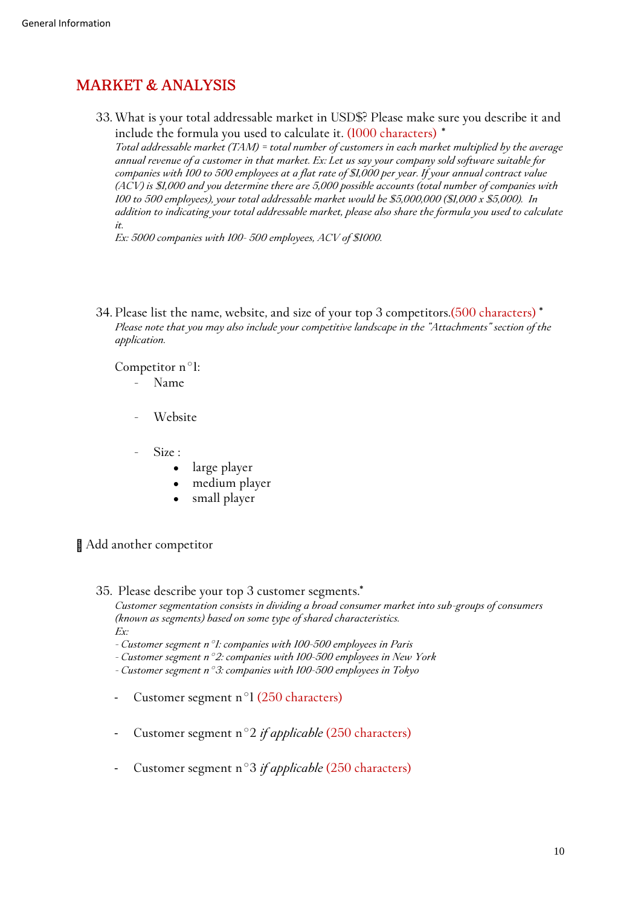## MARKET & ANALYSIS

33. What is your total addressable market in USD$? Please make sure you describe it and include the formula you used to calculate it. (1000 characters) *

    *Total addressable market (TAM) = total number of customers in each market multiplied by the average annual revenue of a customer in that market. Ex: Let us say your company sold software suitable for companies with 100 to 500 employees at a flat rate of $1,000 per year. If your annual contract value (ACV) is $1,000 and you determine there are 5,000 possible accounts (total number of companies with 100 to 500 employees), your total addressable market would be $5,000,000 ($1,000 x $5,000). In addition to indicating your total addressable market, please also share the formula you used to calculate it.*

    *Ex: 5000 companies with 100- 500 employees, ACV of $1000.*

34. Please list the name, website, and size of your top 3 competitors.(500 characters) *

    *Please note that you may also include your competitive landscape in the "Attachments" section of the application.*

    Competitor n°1:
    - Name
    - Website
    - Size :
        - large player
        - medium player
        - small player

Add another competitor

35. Please describe your top 3 customer segments.*

    *Customer segmentation consists in dividing a broad consumer market into sub-groups of consumers (known as segments) based on some type of shared characteristics.*

    *Ex:*

    *- Customer segment n°1: companies with 100-500 employees in Paris*

    *- Customer segment n°2: companies with 100-500 employees in New York*

    *- Customer segment n°3: companies with 100-500 employees in Tokyo*

    - Customer segment n°1 (250 characters)
    - Customer segment n°2 *if applicable* (250 characters)
    - Customer segment n°3 *if applicable* (250 characters)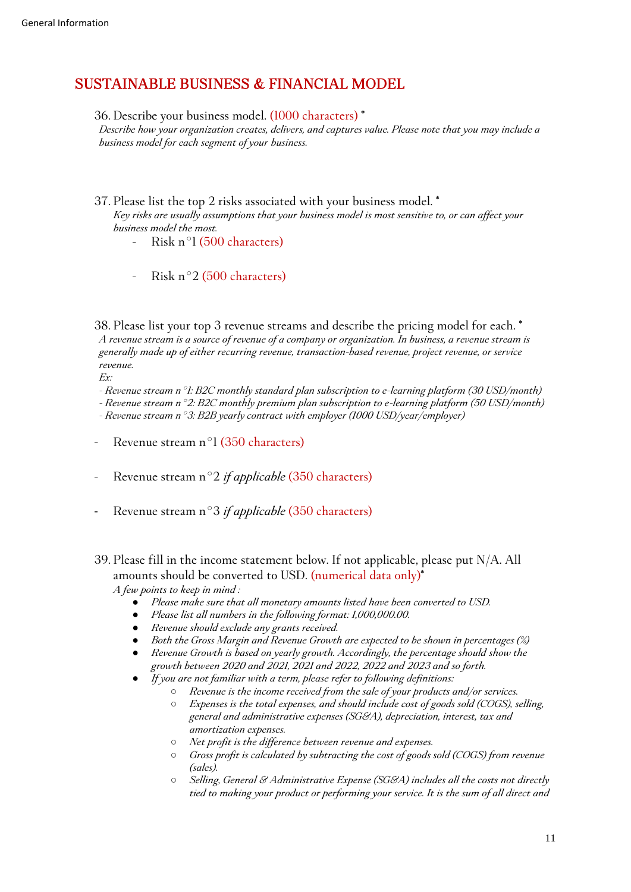## SUSTAINABLE BUSINESS & FINANCIAL MODEL

36. Describe your business model. (1000 characters) *

*Describe how your organization creates, delivers, and captures value. Please note that you may include a business model for each segment of your business.*

37. Please list the top 2 risks associated with your business model. *

*Key risks are usually assumptions that your business model is most sensitive to, or can affect your business model the most.*

- Risk n°1 (500 characters)
- Risk n°2 (500 characters)

38. Please list your top 3 revenue streams and describe the pricing model for each. *

*A revenue stream is a source of revenue of a company or organization. In business, a revenue stream is generally made up of either recurring revenue, transaction-based revenue, project revenue, or service revenue.*

*Ex:*

*- Revenue stream n°1: B2C monthly standard plan subscription to e-learning platform (30 USD/month)*
*- Revenue stream n°2: B2C monthly premium plan subscription to e-learning platform (50 USD/month)*
*- Revenue stream n°3: B2B yearly contract with employer (1000 USD/year/employer)*

- Revenue stream n°1 (350 characters)
- Revenue stream n°2 *if applicable* (350 characters)
- Revenue stream n°3 *if applicable* (350 characters)

39. Please fill in the income statement below. If not applicable, please put N/A. All amounts should be converted to USD. (numerical data only)*

*A few points to keep in mind :*

- *Please make sure that all monetary amounts listed have been converted to USD.*
- *Please list all numbers in the following format: 1,000,000.00.*
- *Revenue should exclude any grants received.*
- *Both the Gross Margin and Revenue Growth are expected to be shown in percentages (%)*
- *Revenue Growth is based on yearly growth. Accordingly, the percentage should show the growth between 2020 and 2021, 2021 and 2022, 2022 and 2023 and so forth.*
- *If you are not familiar with a term, please refer to following definitions:*
  - *Revenue is the income received from the sale of your products and/or services.*
  - *Expenses is the total expenses, and should include cost of goods sold (COGS), selling, general and administrative expenses (SG&A), depreciation, interest, tax and amortization expenses.*
  - *Net profit is the difference between revenue and expenses.*
  - *Gross profit is calculated by subtracting the cost of goods sold (COGS) from revenue (sales).*
  - *Selling, General & Administrative Expense (SG&A) includes all the costs not directly tied to making your product or performing your service. It is the sum of all direct and*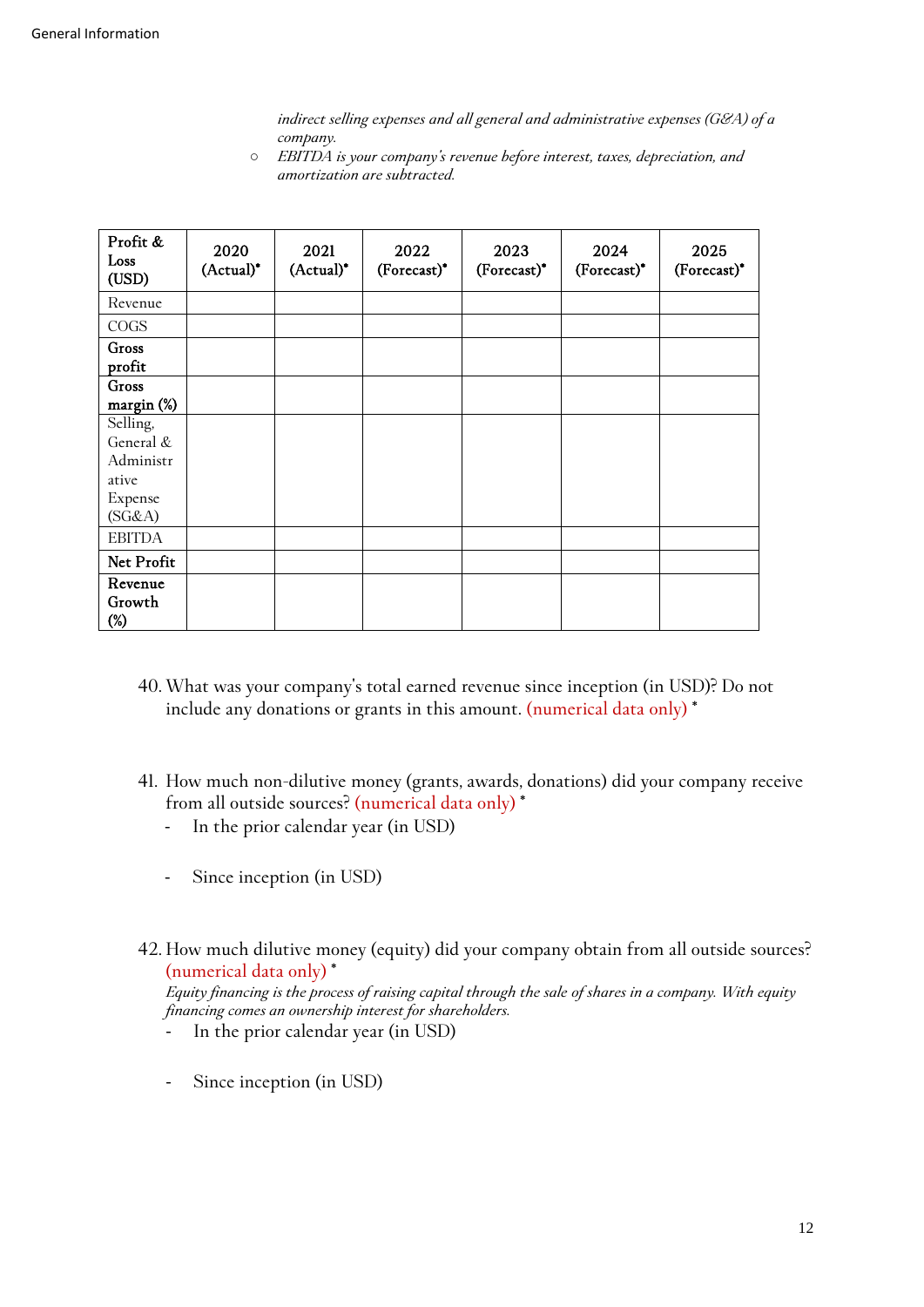*indirect selling expenses and all general and administrative expenses (G&A) of a company.*

- *EBITDA is your company's revenue before interest, taxes, depreciation, and amortization are subtracted.*

| **Profit & Loss (USD)** | 2020 (Actual)* | 2021 (Actual)* | 2022 (Forecast)* | 2023 (Forecast)* | 2024 (Forecast)* | 2025 (Forecast)* |
|---|---|---|---|---|---|---|
| Revenue | | | | | | |
| COGS | | | | | | |
| **Gross profit** | | | | | | |
| **Gross margin (%)** | | | | | | |
| Selling, General & Administrative Expense (SG&A) | | | | | | |
| EBITDA | | | | | | |
| **Net Profit** | | | | | | |
| **Revenue Growth (%)** | | | | | | |

40. What was your company's total earned revenue since inception (in USD)? Do not include any donations or grants in this amount. (numerical data only) *

41. How much non-dilutive money (grants, awards, donations) did your company receive from all outside sources? (numerical data only) *
    - In the prior calendar year (in USD)
    - Since inception (in USD)

42. How much dilutive money (equity) did your company obtain from all outside sources? (numerical data only) *
    *Equity financing is the process of raising capital through the sale of shares in a company. With equity financing comes an ownership interest for shareholders.*
    - In the prior calendar year (in USD)
    - Since inception (in USD)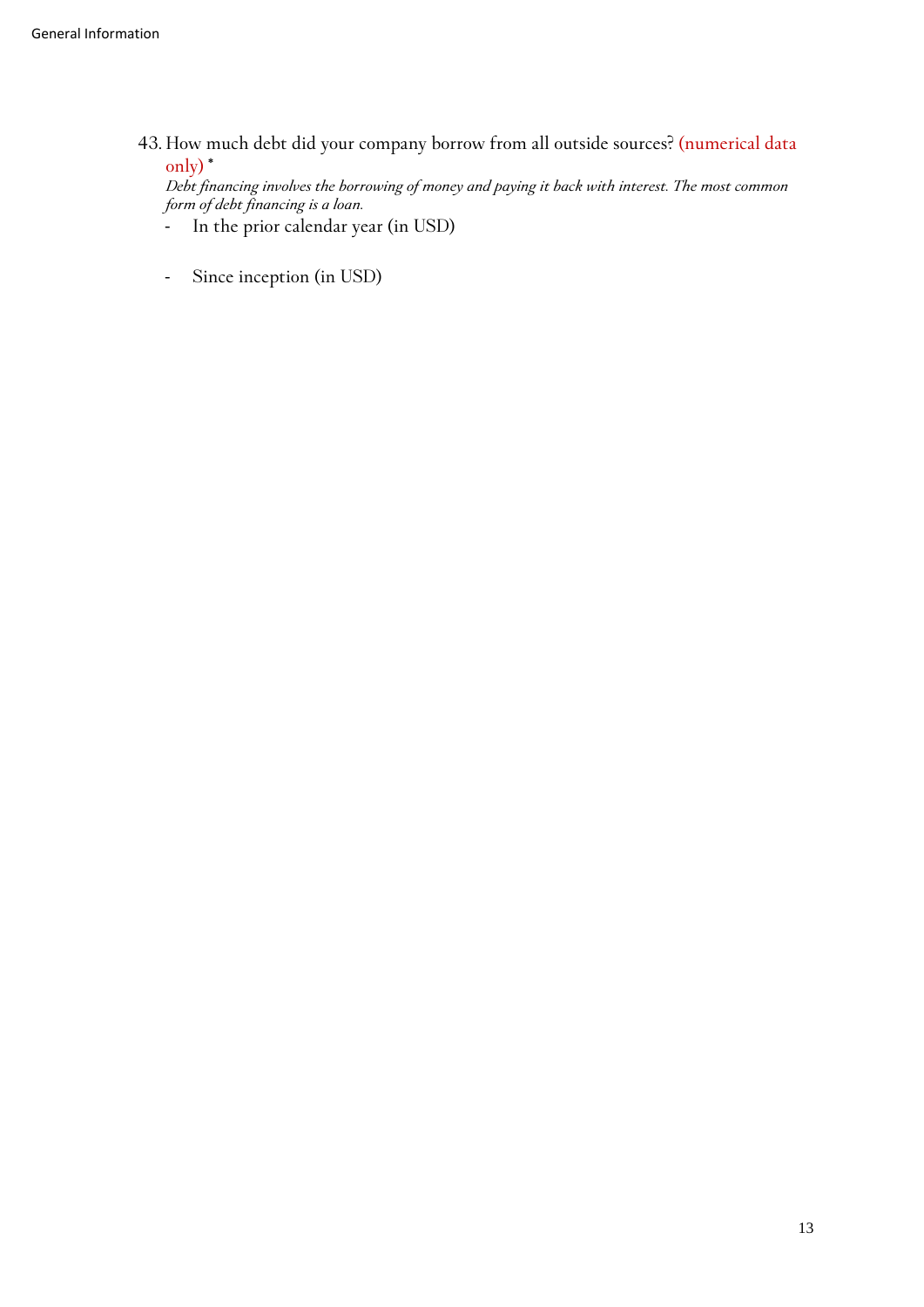43. How much debt did your company borrow from all outside sources? (numerical data only) *

    *Debt financing involves the borrowing of money and paying it back with interest. The most common form of debt financing is a loan.*

    - In the prior calendar year (in USD)

    - Since inception (in USD)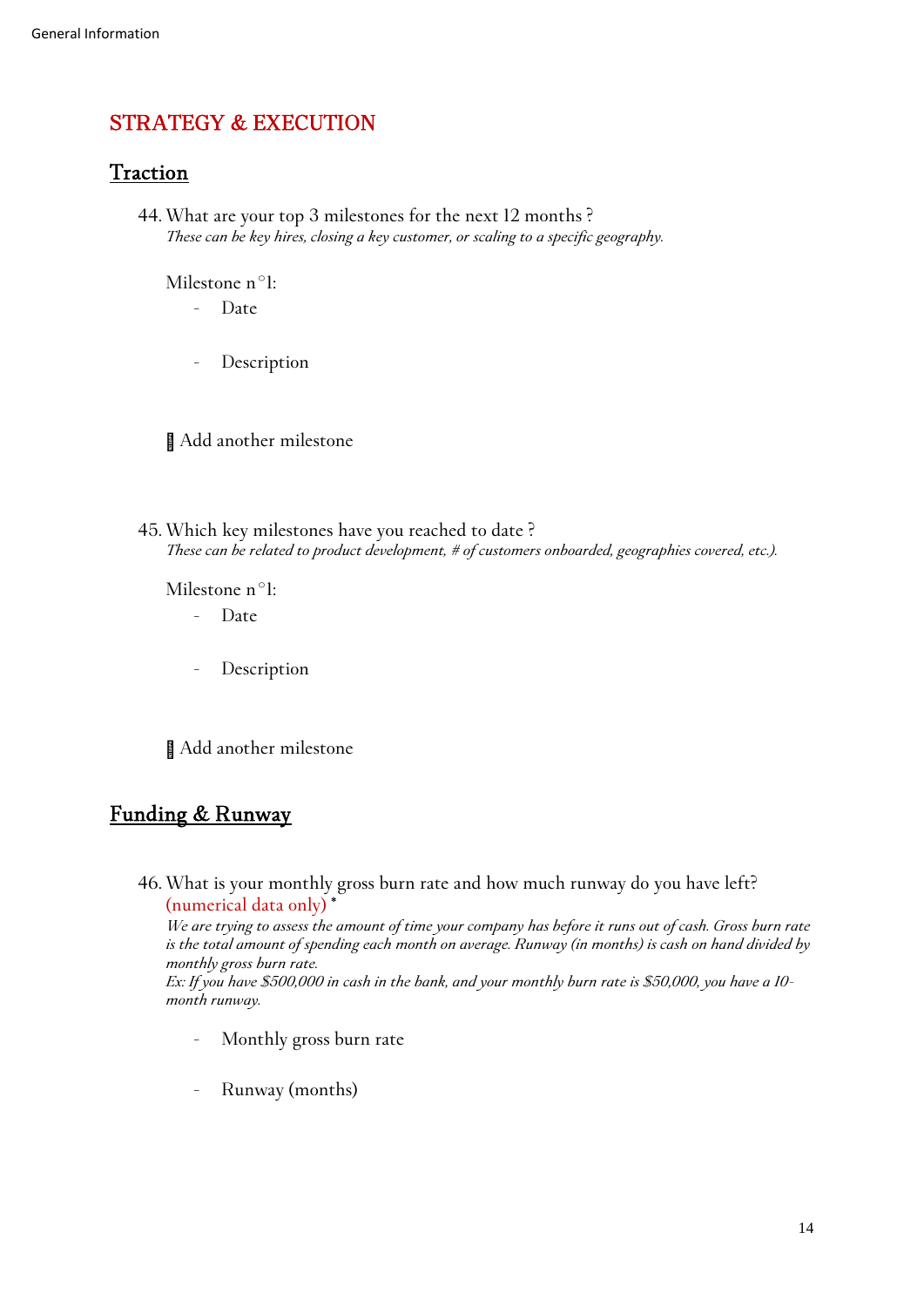## STRATEGY & EXECUTION

### Traction

44. What are your top 3 milestones for the next 12 months ?
*These can be key hires, closing a key customer, or scaling to a specific geography.*

Milestone n°1:

- Date

- Description

▯ Add another milestone

45. Which key milestones have you reached to date ?
*These can be related to product development, # of customers onboarded, geographies covered, etc.).*

Milestone n°1:

- Date

- Description

▯ Add another milestone

### Funding & Runway

46. What is your monthly gross burn rate and how much runway do you have left? (numerical data only) *
*We are trying to assess the amount of time your company has before it runs out of cash. Gross burn rate is the total amount of spending each month on average. Runway (in months) is cash on hand divided by monthly gross burn rate.*
*Ex: If you have $500,000 in cash in the bank, and your monthly burn rate is $50,000, you have a 10-month runway.*

- Monthly gross burn rate

- Runway (months)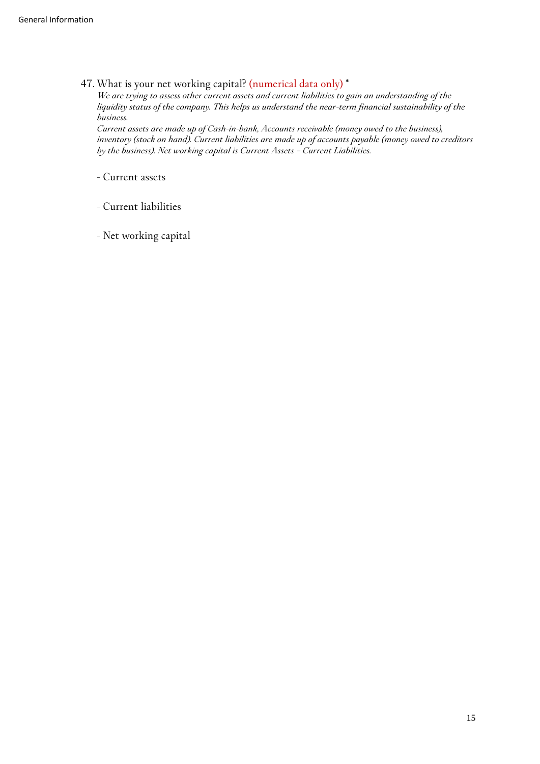47. What is your net working capital? (numerical data only) *

*We are trying to assess other current assets and current liabilities to gain an understanding of the liquidity status of the company. This helps us understand the near-term financial sustainability of the business.*

*Current assets are made up of Cash-in-bank, Accounts receivable (money owed to the business), inventory (stock on hand). Current liabilities are made up of accounts payable (money owed to creditors by the business). Net working capital is Current Assets – Current Liabilities.*

- Current assets

- Current liabilities

- Net working capital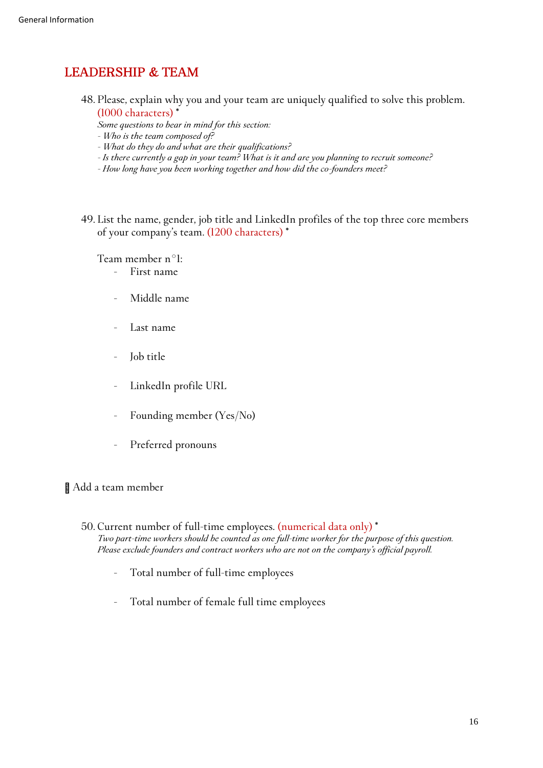## LEADERSHIP & TEAM

48. Please, explain why you and your team are uniquely qualified to solve this problem. (1000 characters) *

    *Some questions to bear in mind for this section:*
    *- Who is the team composed of?*
    *- What do they do and what are their qualifications?*
    *- Is there currently a gap in your team? What is it and are you planning to recruit someone?*
    *- How long have you been working together and how did the co-founders meet?*

49. List the name, gender, job title and LinkedIn profiles of the top three core members of your company's team. (1200 characters) *

    Team member n°1:

    - First name
    - Middle name
    - Last name
    - Job title
    - LinkedIn profile URL
    - Founding member (Yes/No)
    - Preferred pronouns

Add a team member

50. Current number of full-time employees. (numerical data only) *

    *Two part-time workers should be counted as one full-time worker for the purpose of this question. Please exclude founders and contract workers who are not on the company's official payroll.*

    - Total number of full-time employees
    - Total number of female full time employees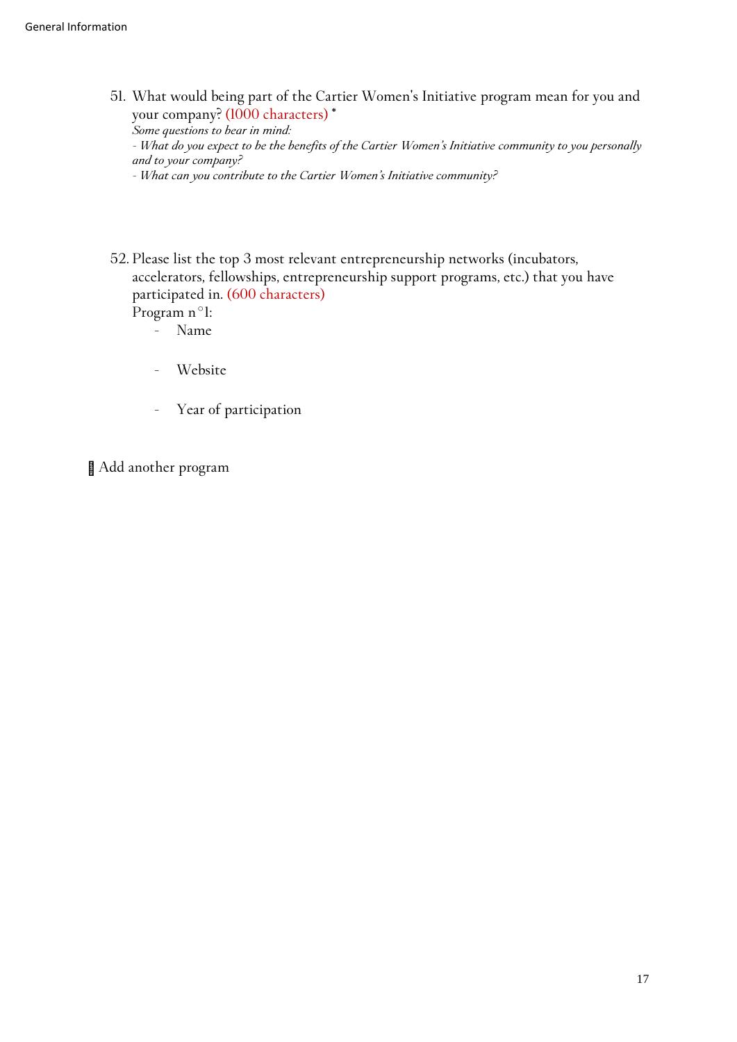51. What would being part of the Cartier Women's Initiative program mean for you and your company? (1000 characters) *
    *Some questions to bear in mind:*
    *- What do you expect to be the benefits of the Cartier Women's Initiative community to you personally and to your company?*
    *- What can you contribute to the Cartier Women's Initiative community?*

52. Please list the top 3 most relevant entrepreneurship networks (incubators, accelerators, fellowships, entrepreneurship support programs, etc.) that you have participated in. (600 characters)
    Program n°1:
    - Name
    - Website
    - Year of participation

Add another program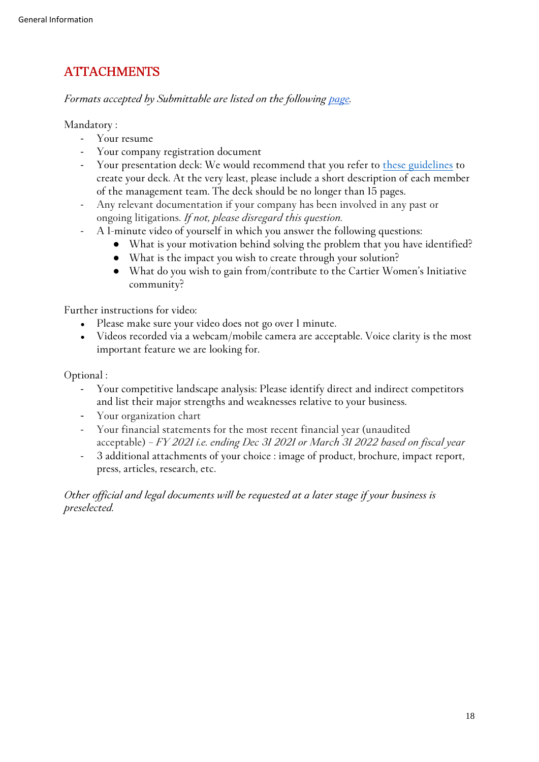## ATTACHMENTS

*Formats accepted by Submittable are listed on the following page.*

Mandatory :

- Your resume
- Your company registration document
- Your presentation deck: We would recommend that you refer to these guidelines to create your deck. At the very least, please include a short description of each member of the management team. The deck should be no longer than 15 pages.
- Any relevant documentation if your company has been involved in any past or ongoing litigations. *If not, please disregard this question.*
- A 1-minute video of yourself in which you answer the following questions:
  - What is your motivation behind solving the problem that you have identified?
  - What is the impact you wish to create through your solution?
  - What do you wish to gain from/contribute to the Cartier Women's Initiative community?

Further instructions for video:

- Please make sure your video does not go over 1 minute.
- Videos recorded via a webcam/mobile camera are acceptable. Voice clarity is the most important feature we are looking for.

Optional :

- Your competitive landscape analysis: Please identify direct and indirect competitors and list their major strengths and weaknesses relative to your business.
- Your organization chart
- Your financial statements for the most recent financial year (unaudited acceptable) – *FY 2021 i.e. ending Dec 31 2021 or March 31 2022 based on fiscal year*
- 3 additional attachments of your choice : image of product, brochure, impact report, press, articles, research, etc.

*Other official and legal documents will be requested at a later stage if your business is preselected.*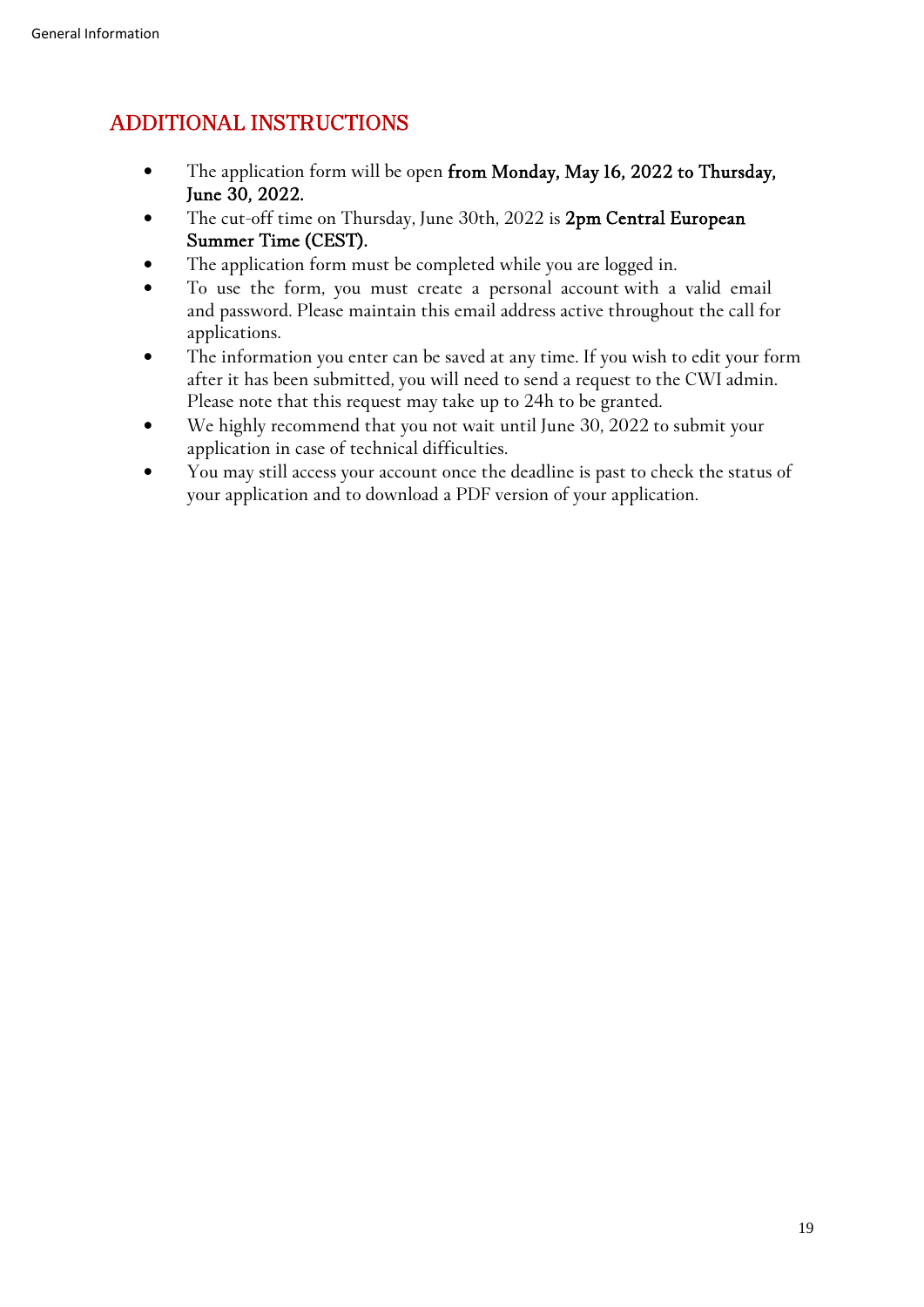## ADDITIONAL INSTRUCTIONS

- The application form will be open **from Monday, May 16, 2022 to Thursday, June 30, 2022.**
- The cut-off time on Thursday, June 30th, 2022 is **2pm Central European Summer Time (CEST).**
- The application form must be completed while you are logged in.
- To use the form, you must create a personal account with a valid email and password. Please maintain this email address active throughout the call for applications.
- The information you enter can be saved at any time. If you wish to edit your form after it has been submitted, you will need to send a request to the CWI admin. Please note that this request may take up to 24h to be granted.
- We highly recommend that you not wait until June 30, 2022 to submit your application in case of technical difficulties.
- You may still access your account once the deadline is past to check the status of your application and to download a PDF version of your application.